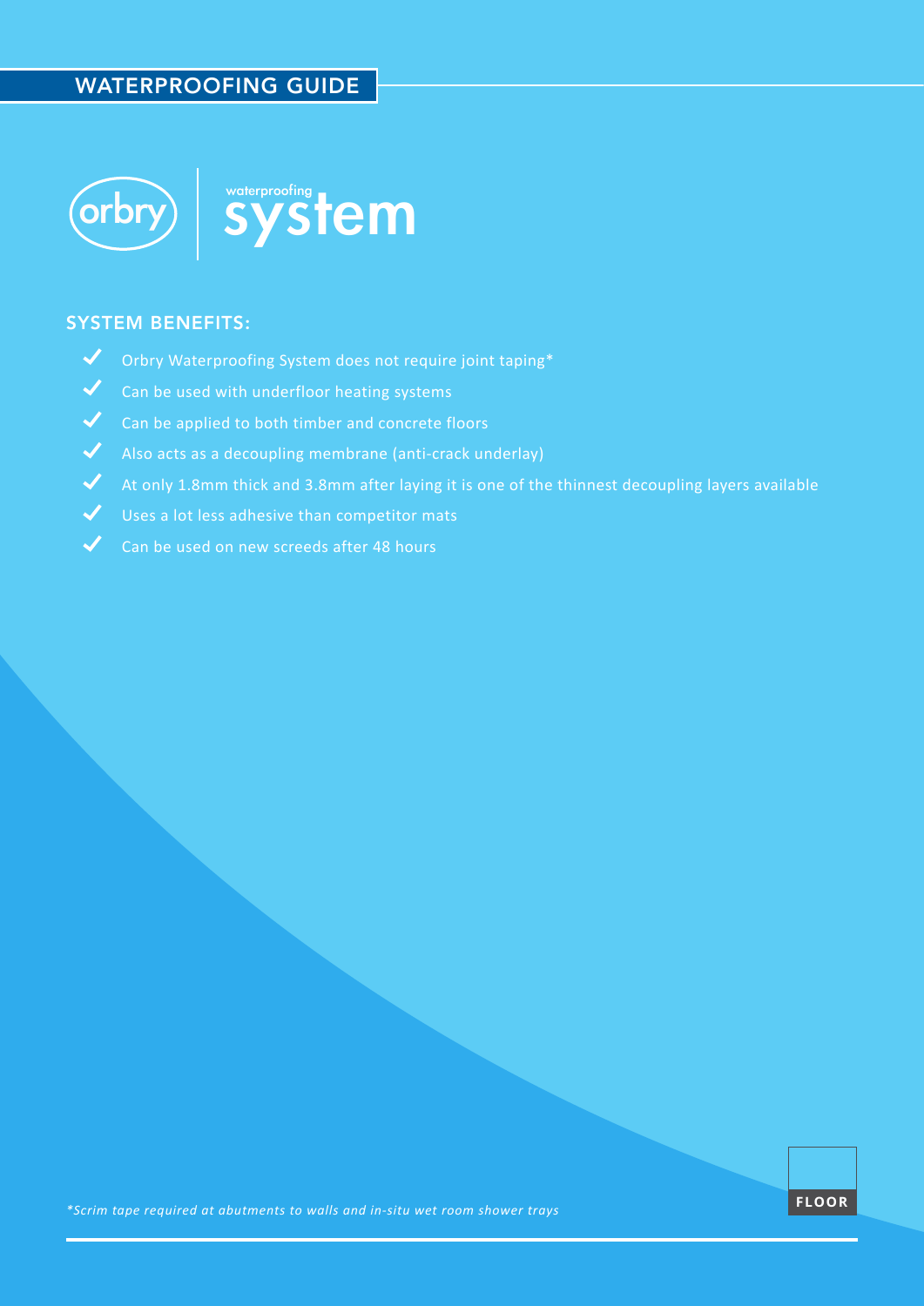# WATERPROOFING GUIDE

orbry | waterproofing system

## SYSTEM BENEFITS:

- Orbry Waterproofing System does not require joint taping*
- Can be used with underfloor heating systems
- Can be applied to both timber and concrete floors
- Also acts as a decoupling membrane (anti-crack underlay)
- At only 1.8mm thick and 3.8mm after laying it is one of the thinnest decoupling layers available
- Uses a lot less adhesive than competitor mats
- Can be used on new screeds after 48 hours

*\*Scrim tape required at abutments to walls and in-situ wet room shower trays*

FLOOR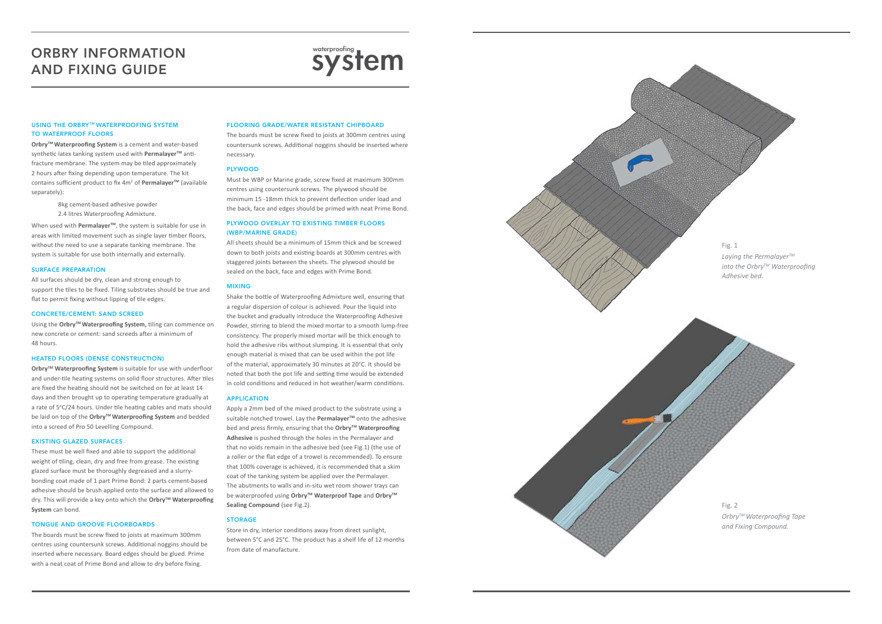# ORBRY INFORMATION AND FIXING GUIDE

waterproofing **system**

### USING THE ORBRY™ WATERPROOFING SYSTEM TO WATERPROOF FLOORS

**Orbry™ Waterproofing System** is a cement and water-based synthetic latex tanking system used with **Permalayer™** anti-fracture membrane. The system may be tiled approximately 2 hours after fixing depending upon temperature. The kit contains sufficient product to fix 4m² of **Permalayer™** (available separately):

8kg cement-based adhesive powder
2.4 litres Waterproofing Admixture.

When used with **Permalayer™**, the system is suitable for use in areas with limited movement such as single layer timber floors, without the need to use a separate tanking membrane. The system is suitable for use both internally and externally.

### SURFACE PREPARATION

All surfaces should be dry, clean and strong enough to support the tiles to be fixed. Tiling substrates should be true and flat to permit fixing without lipping of tile edges.

### CONCRETE/CEMENT: SAND SCREED

Using the **Orbry™ Waterproofing System,** tiling can commence on new concrete or cement: sand screeds after a minimum of 48 hours.

### HEATED FLOORS (DENSE CONSTRUCTION)

**Orbry™ Waterproofing System** is suitable for use with underfloor and under-tile heating systems on solid floor structures. After tiles are fixed the heating should not be switched on for at least 14 days and then brought up to operating temperature gradually at a rate of 5°C/24 hours. Under tile heating cables and mats should be laid on top of the **Orbry™ Waterproofing System** and bedded into a screed of Pro 50 Levelling Compound.

### EXISTING GLAZED SURFACES

These must be well fixed and able to support the additional weight of tiling, clean, dry and free from grease. The existing glazed surface must be thoroughly degreased and a slurry-bonding coat made of 1 part Prime Bond: 2 parts cement-based adhesive should be brush applied onto the surface and allowed to dry. This will provide a key onto which the **Orbry™ Waterproofing System** can bond.

### TONGUE AND GROOVE FLOORBOARDS

The boards must be screw fixed to joists at maximum 300mm centres using countersunk screws. Additional noggins should be inserted where necessary. Board edges should be glued. Prime with a neat coat of Prime Bond and allow to dry before fixing.

### FLOORING GRADE/WATER RESISTANT CHIPBOARD

The boards must be screw fixed to joists at 300mm centres using countersunk screws. Additional noggins should be inserted where necessary.

### PLYWOOD

Must be WBP or Marine grade, screw fixed at maximum 300mm centres using countersunk screws. The plywood should be minimum 15 -18mm thick to prevent deflection under load and the back, face and edges should be primed with neat Prime Bond.

### PLYWOOD OVERLAY TO EXISTING TIMBER FLOORS (WBP/MARINE GRADE)

All sheets should be a minimum of 15mm thick and be screwed down to both joists and existing boards at 300mm centres with staggered joints between the sheets. The plywood should be sealed on the back, face and edges with Prime Bond.

### MIXING

Shake the bottle of Waterproofing Admixture well, ensuring that a regular dispersion of colour is achieved. Pour the liquid into the bucket and gradually introduce the Waterproofing Adhesive Powder, stirring to blend the mixed mortar to a smooth lump-free consistency. The properly mixed mortar will be thick enough to hold the adhesive ribs without slumping. It is essential that only enough material is mixed that can be used within the pot life of the material, approximately 30 minutes at 20°C. It should be noted that both the pot life and setting time would be extended in cold conditions and reduced in hot weather/warm conditions.

### APPLICATION

Apply a 2mm bed of the mixed product to the substrate using a suitable notched trowel. Lay the **Permalayer™** onto the adhesive bed and press firmly, ensuring that the **Orbry™ Waterproofing Adhesive** is pushed through the holes in the Permalayer and that no voids remain in the adhesive bed (see Fig.1) (the use of a roller or the flat edge of a trowel is recommended). To ensure that 100% coverage is achieved, it is recommended that a skim coat of the tanking system be applied over the Permalayer. The abutments to walls and in-situ wet room shower trays can be waterproofed using **Orbry™ Waterproof Tape** and **Orbry™ Sealing Compound** (see Fig.2).

### STORAGE

Store in dry, interior conditions away from direct sunlight, between 5°C and 25°C. The product has a shelf life of 12 months from date of manufacture.

Fig. 1
*Laying the Permalayer™ into the Orbry™ Waterproofing Adhesive bed.*

Fig. 2
*Orbry™ Waterproofing Tape and Fixing Compound.*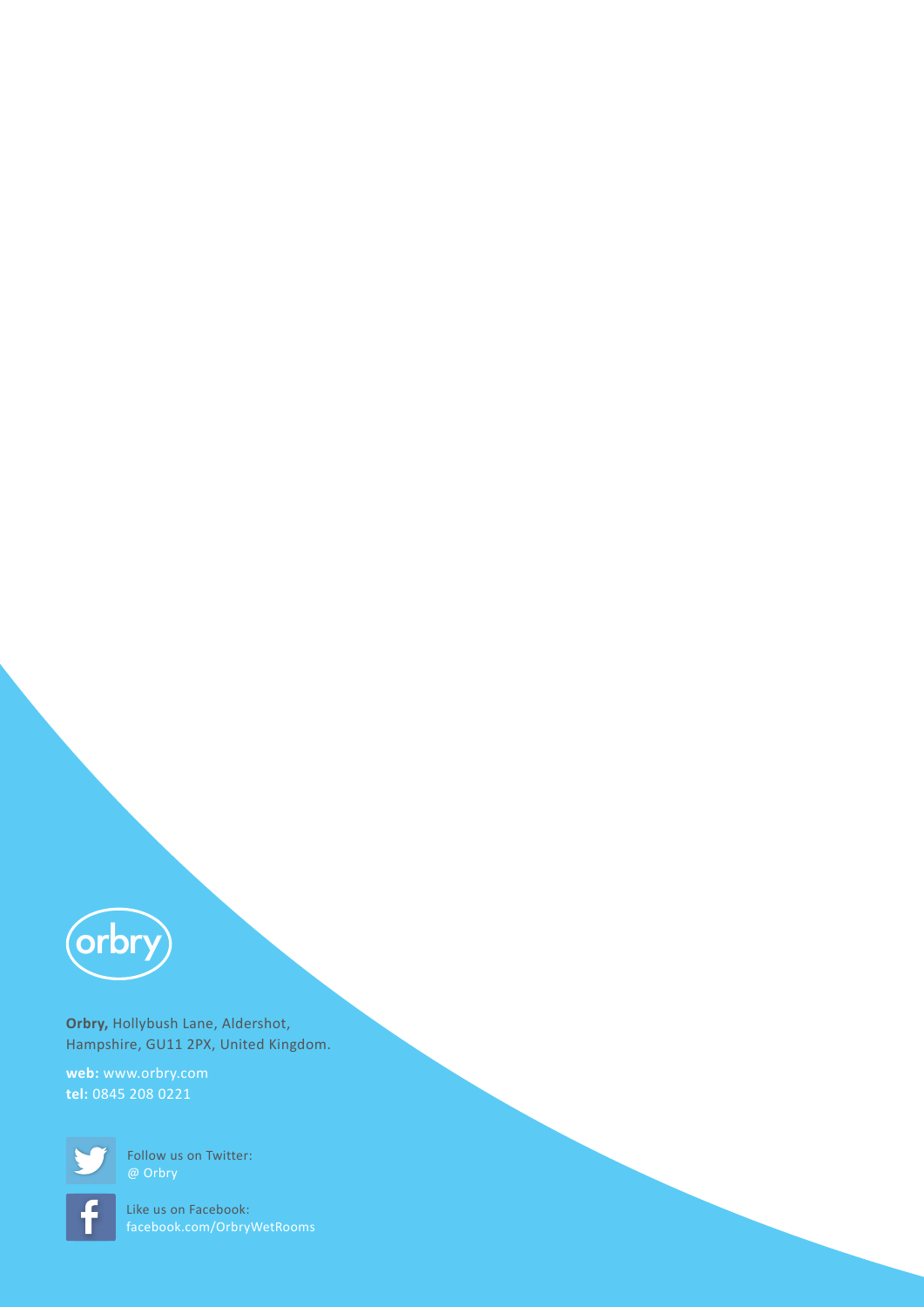orbry

**Orbry,** Hollybush Lane, Aldershot, Hampshire, GU11 2PX, United Kingdom.

**web:** www.orbry.com
**tel:** 0845 208 0221

Follow us on Twitter:
@ Orbry

Like us on Facebook:
facebook.com/OrbryWetRooms